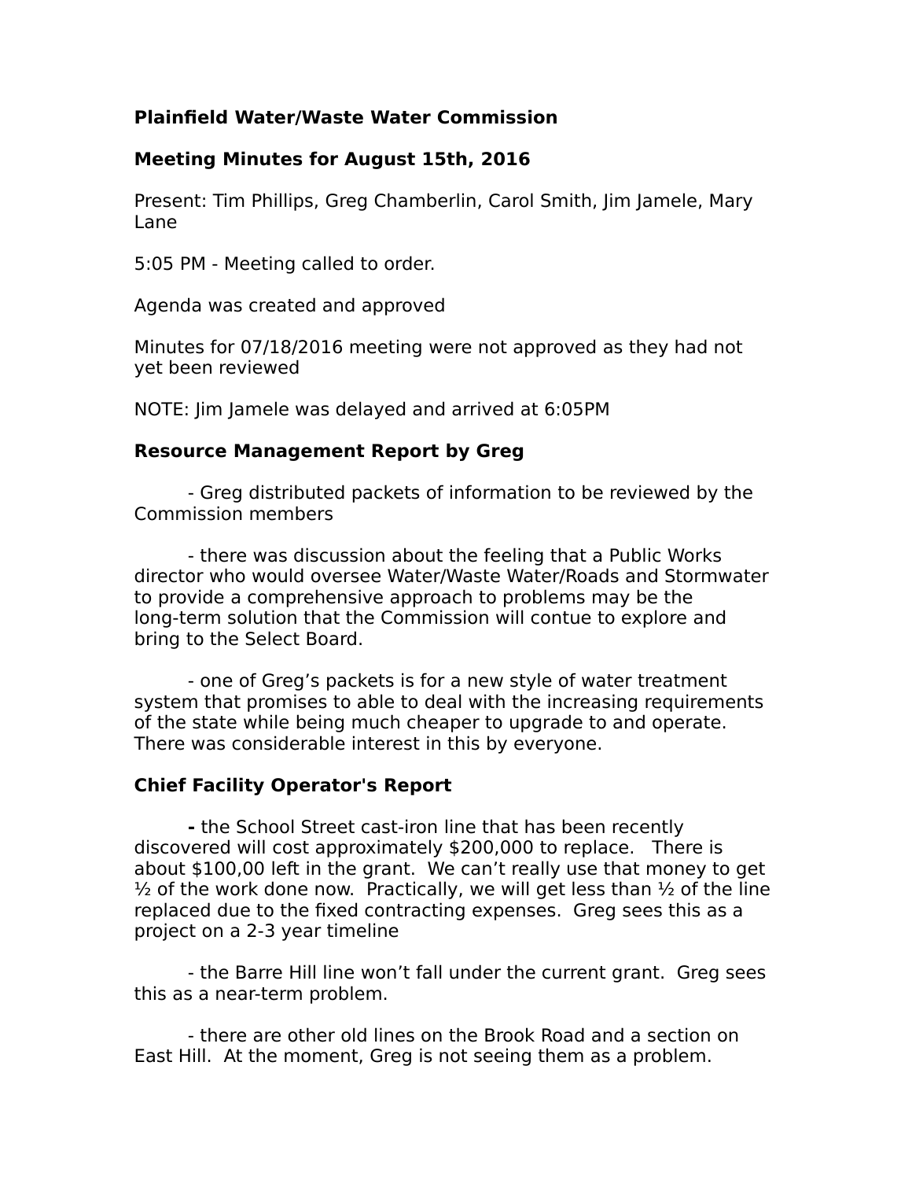**Plainfield Water/Waste Water Commission**

**Meeting Minutes for August 15th, 2016**

Present: Tim Phillips, Greg Chamberlin, Carol Smith, Jim Jamele, Mary Lane

5:05 PM - Meeting called to order.

Agenda was created and approved

Minutes for 07/18/2016 meeting were not approved as they had not yet been reviewed

NOTE: Jim Jamele was delayed and arrived at 6:05PM

**Resource Management Report by Greg**

- Greg distributed packets of information to be reviewed by the Commission members

- there was discussion about the feeling that a Public Works director who would oversee Water/Waste Water/Roads and Stormwater to provide a comprehensive approach to problems may be the long-term solution that the Commission will contue to explore and bring to the Select Board.

- one of Greg's packets is for a new style of water treatment system that promises to able to deal with the increasing requirements of the state while being much cheaper to upgrade to and operate. There was considerable interest in this by everyone.

**Chief Facility Operator's Report**

- the School Street cast-iron line that has been recently discovered will cost approximately $200,000 to replace. There is about $100,00 left in the grant. We can't really use that money to get ½ of the work done now. Practically, we will get less than ½ of the line replaced due to the fixed contracting expenses. Greg sees this as a project on a 2-3 year timeline

- the Barre Hill line won't fall under the current grant. Greg sees this as a near-term problem.

- there are other old lines on the Brook Road and a section on East Hill. At the moment, Greg is not seeing them as a problem.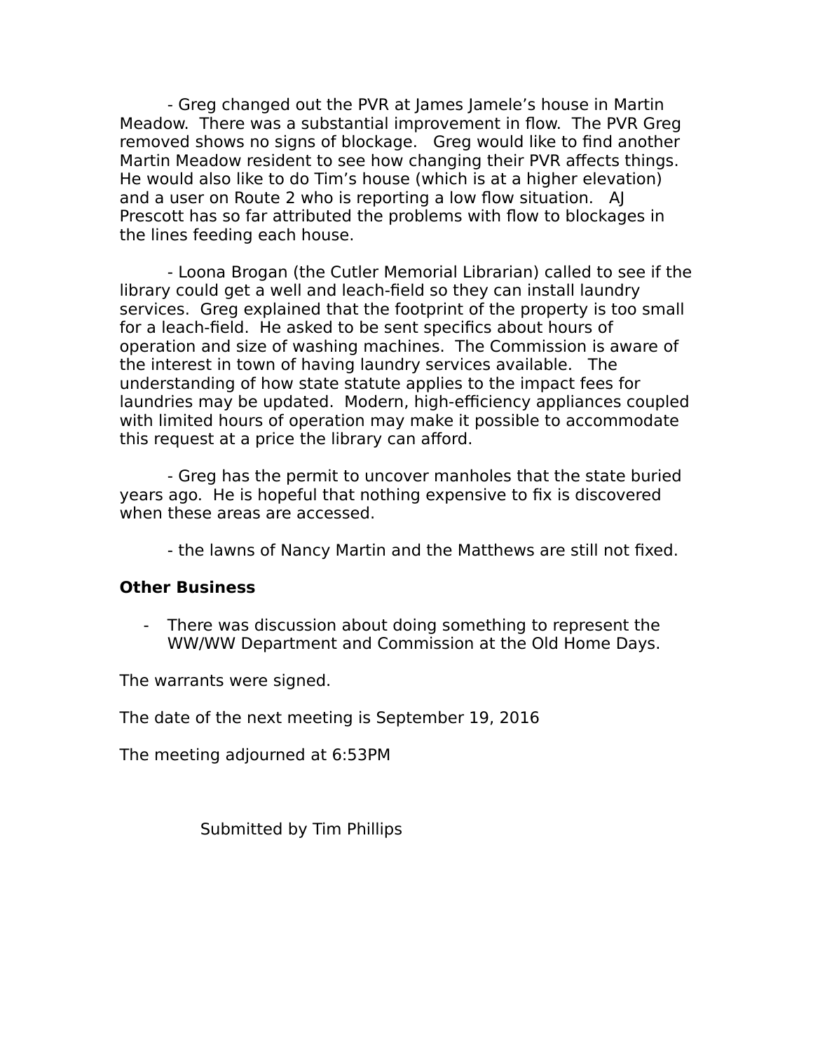- Greg changed out the PVR at James Jamele's house in Martin Meadow. There was a substantial improvement in flow. The PVR Greg removed shows no signs of blockage. Greg would like to find another Martin Meadow resident to see how changing their PVR affects things. He would also like to do Tim's house (which is at a higher elevation) and a user on Route 2 who is reporting a low flow situation. AJ Prescott has so far attributed the problems with flow to blockages in the lines feeding each house.

- Loona Brogan (the Cutler Memorial Librarian) called to see if the library could get a well and leach-field so they can install laundry services. Greg explained that the footprint of the property is too small for a leach-field. He asked to be sent specifics about hours of operation and size of washing machines. The Commission is aware of the interest in town of having laundry services available. The understanding of how state statute applies to the impact fees for laundries may be updated. Modern, high-efficiency appliances coupled with limited hours of operation may make it possible to accommodate this request at a price the library can afford.

- Greg has the permit to uncover manholes that the state buried years ago. He is hopeful that nothing expensive to fix is discovered when these areas are accessed.

- the lawns of Nancy Martin and the Matthews are still not fixed.

**Other Business**

- There was discussion about doing something to represent the WW/WW Department and Commission at the Old Home Days.

The warrants were signed.

The date of the next meeting is September 19, 2016

The meeting adjourned at 6:53PM

Submitted by Tim Phillips